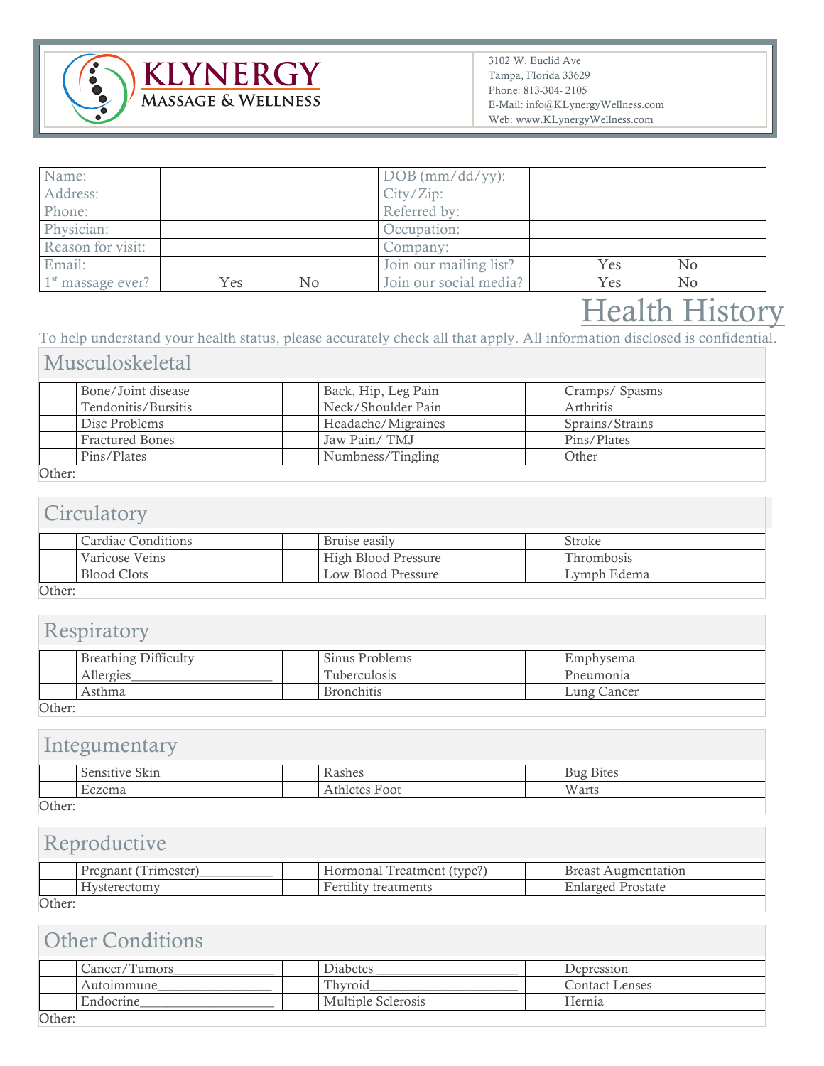**KLYNERGY**
**MASSAGE & WELLNESS**

3102 W. Euclid Ave
Tampa, Florida 33629
Phone: 813-304- 2105
E-Mail: info@KLynergyWellness.com
Web: www.KLynergyWellness.com

| Name: | | | DOB (mm/dd/yy): | | |
|---|---|---|---|---|---|
| Address: | | | City/Zip: | | |
| Phone: | | | Referred by: | | |
| Physician: | | | Occupation: | | |
| Reason for visit: | | | Company: | | |
| Email: | | | Join our mailing list? | Yes | No |
| 1st massage ever? | Yes | No | Join our social media? | Yes | No |

# Health History

To help understand your health status, please accurately check all that apply. All information disclosed is confidential.

## Musculoskeletal

| | | | | | |
|---|---|---|---|---|---|
| | Bone/Joint disease | | Back, Hip, Leg Pain | | Cramps/ Spasms |
| | Tendonitis/Bursitis | | Neck/Shoulder Pain | | Arthritis |
| | Disc Problems | | Headache/Migraines | | Sprains/Strains |
| | Fractured Bones | | Jaw Pain/ TMJ | | Pins/Plates |
| | Pins/Plates | | Numbness/Tingling | | Other |

Other:

## Circulatory

| | | | | | |
|---|---|---|---|---|---|
| | Cardiac Conditions | | Bruise easily | | Stroke |
| | Varicose Veins | | High Blood Pressure | | Thrombosis |
| | Blood Clots | | Low Blood Pressure | | Lymph Edema |

Other:

## Respiratory

| | | | | | |
|---|---|---|---|---|---|
| | Breathing Difficulty | | Sinus Problems | | Emphysema |
| | Allergies____________________ | | Tuberculosis | | Pneumonia |
| | Asthma | | Bronchitis | | Lung Cancer |

Other:

## Integumentary

| | | | | | |
|---|---|---|---|---|---|
| | Sensitive Skin | | Rashes | | Bug Bites |
| | Eczema | | Athletes Foot | | Warts |

Other:

## Reproductive

| | | | | | |
|---|---|---|---|---|---|
| | Pregnant (Trimester)__________ | | Hormonal Treatment (type?) | | Breast Augmentation |
| | Hysterectomy | | Fertility treatments | | Enlarged Prostate |

Other:

## Other Conditions

| | | | | | |
|---|---|---|---|---|---|
| | Cancer/Tumors______________ | | Diabetes ____________________ | | Depression |
| | Autoimmune________________ | | Thyroid_____________________ | | Contact Lenses |
| | Endocrine__________________ | | Multiple Sclerosis | | Hernia |

Other: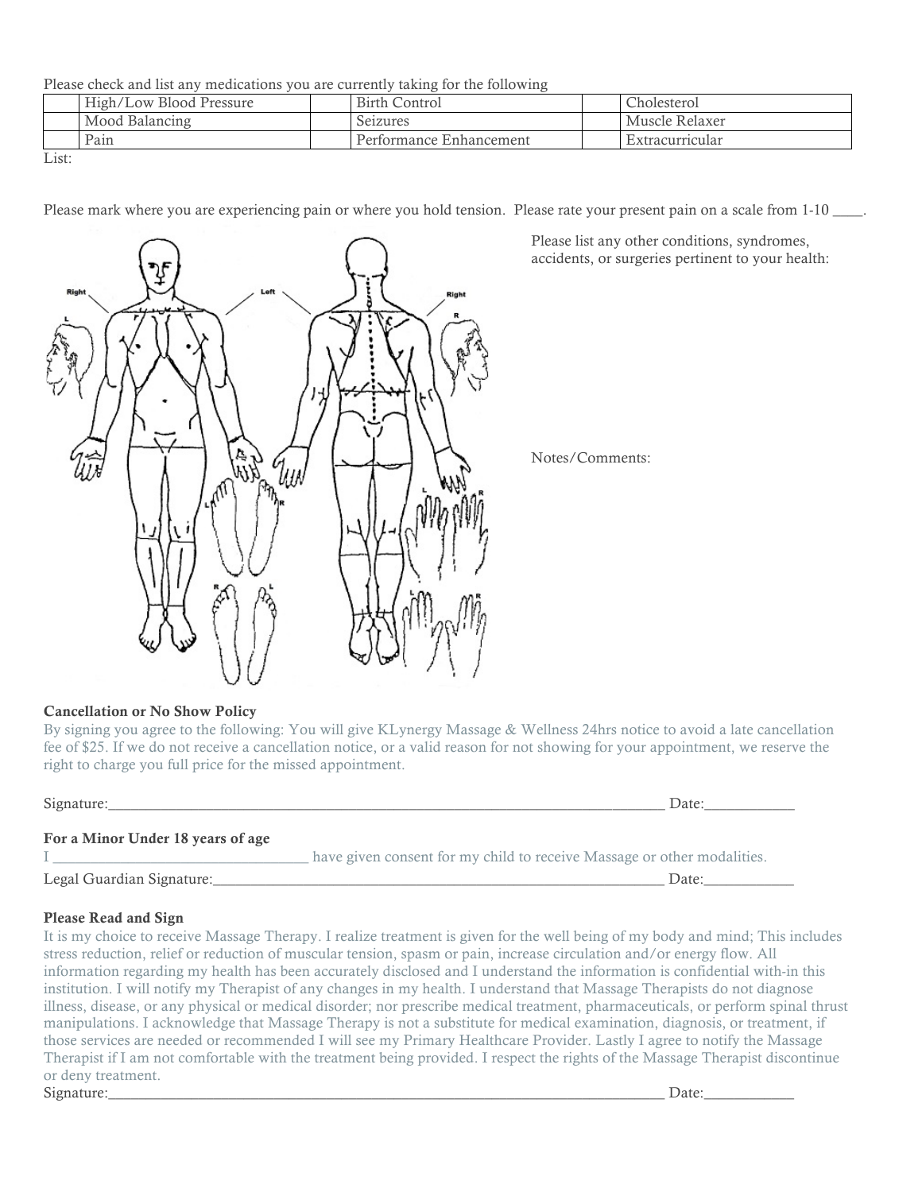Please check and list any medications you are currently taking for the following

| | | | | | |
|---|---|---|---|---|---|
| | High/Low Blood Pressure | | Birth Control | | Cholesterol |
| | Mood Balancing | | Seizures | | Muscle Relaxer |
| | Pain | | Performance Enhancement | | Extracurricular |

List:

Please mark where you are experiencing pain or where you hold tension. Please rate your present pain on a scale from 1-10 ____.

Right

Left

Right

L

R

L

R

R

L

L

R

L

R

Please list any other conditions, syndromes, accidents, or surgeries pertinent to your health:

Notes/Comments:

**Cancellation or No Show Policy**

By signing you agree to the following: You will give KLynergy Massage & Wellness 24hrs notice to avoid a late cancellation fee of $25. If we do not receive a cancellation notice, or a valid reason for not showing for your appointment, we reserve the right to charge you full price for the missed appointment.

Signature:_______________________________________________ Date:____________

**For a Minor Under 18 years of age**

I _________________________________ have given consent for my child to receive Massage or other modalities.

Legal Guardian Signature:_______________________________________ Date:____________

**Please Read and Sign**

It is my choice to receive Massage Therapy. I realize treatment is given for the well being of my body and mind; This includes stress reduction, relief or reduction of muscular tension, spasm or pain, increase circulation and/or energy flow. All information regarding my health has been accurately disclosed and I understand the information is confidential with-in this institution. I will notify my Therapist of any changes in my health. I understand that Massage Therapists do not diagnose illness, disease, or any physical or medical disorder; nor prescribe medical treatment, pharmaceuticals, or perform spinal thrust manipulations. I acknowledge that Massage Therapy is not a substitute for medical examination, diagnosis, or treatment, if those services are needed or recommended I will see my Primary Healthcare Provider. Lastly I agree to notify the Massage Therapist if I am not comfortable with the treatment being provided. I respect the rights of the Massage Therapist discontinue or deny treatment.

Signature:_______________________________________________ Date:____________